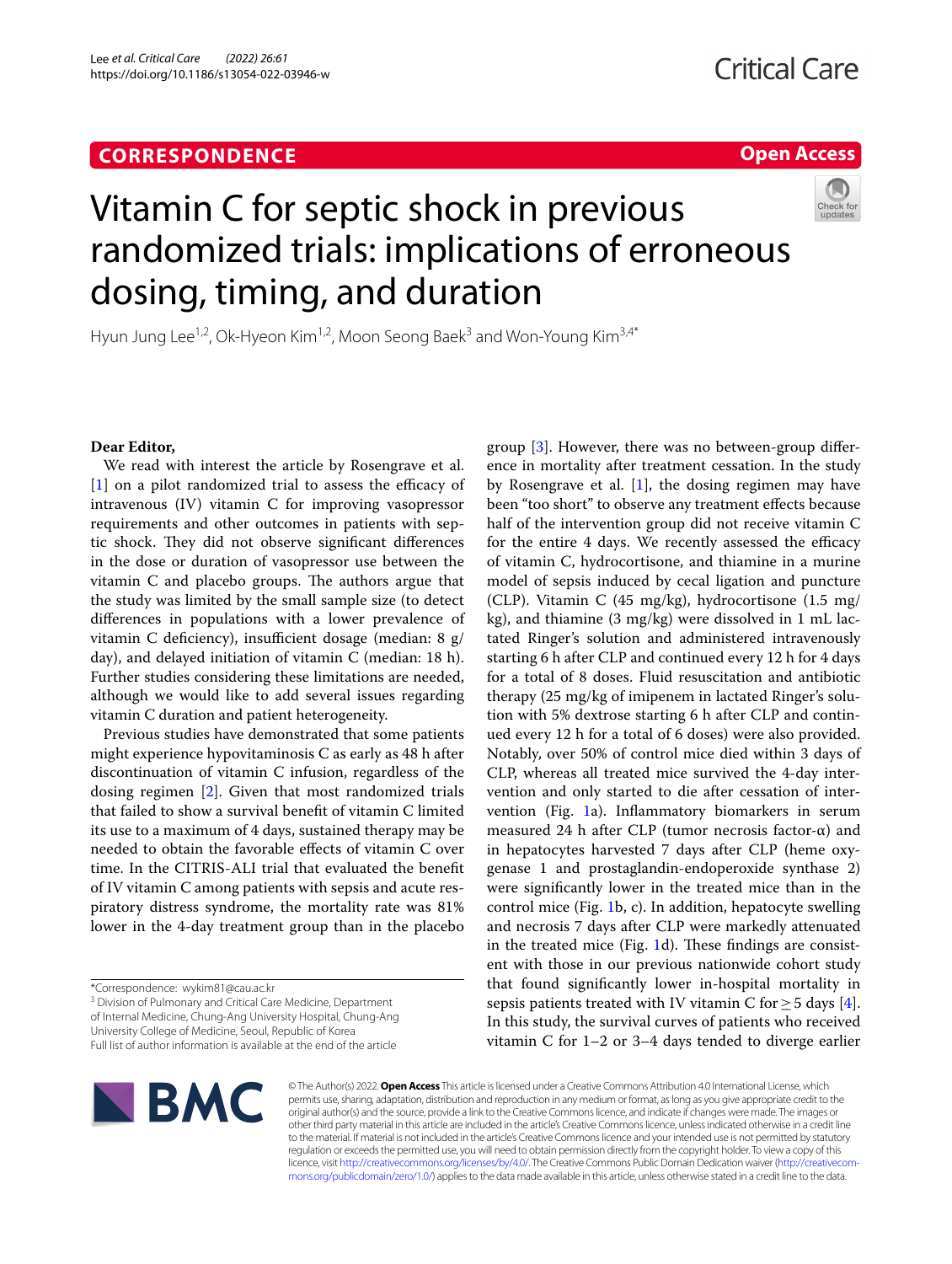**CORRESPONDENCE**

**Open Access**

# Vitamin C for septic shock in previous randomized trials: implications of erroneous dosing, timing, and duration

Hyun Jung Lee[1,2], Ok-Hyeon Kim[1,2], Moon Seong Baek[3] and Won-Young Kim[3,4*]

**Dear Editor,**

We read with interest the article by Rosengrave et al. [1] on a pilot randomized trial to assess the efficacy of intravenous (IV) vitamin C for improving vasopressor requirements and other outcomes in patients with septic shock. They did not observe significant differences in the dose or duration of vasopressor use between the vitamin C and placebo groups. The authors argue that the study was limited by the small sample size (to detect differences in populations with a lower prevalence of vitamin C deficiency), insufficient dosage (median: 8 g/day), and delayed initiation of vitamin C (median: 18 h). Further studies considering these limitations are needed, although we would like to add several issues regarding vitamin C duration and patient heterogeneity.

Previous studies have demonstrated that some patients might experience hypovitaminosis C as early as 48 h after discontinuation of vitamin C infusion, regardless of the dosing regimen [2]. Given that most randomized trials that failed to show a survival benefit of vitamin C limited its use to a maximum of 4 days, sustained therapy may be needed to obtain the favorable effects of vitamin C over time. In the CITRIS-ALI trial that evaluated the benefit of IV vitamin C among patients with sepsis and acute respiratory distress syndrome, the mortality rate was 81% lower in the 4-day treatment group than in the placebo group [3]. However, there was no between-group difference in mortality after treatment cessation. In the study by Rosengrave et al. [1], the dosing regimen may have been "too short" to observe any treatment effects because half of the intervention group did not receive vitamin C for the entire 4 days. We recently assessed the efficacy of vitamin C, hydrocortisone, and thiamine in a murine model of sepsis induced by cecal ligation and puncture (CLP). Vitamin C (45 mg/kg), hydrocortisone (1.5 mg/kg), and thiamine (3 mg/kg) were dissolved in 1 mL lactated Ringer's solution and administered intravenously starting 6 h after CLP and continued every 12 h for 4 days for a total of 8 doses. Fluid resuscitation and antibiotic therapy (25 mg/kg of imipenem in lactated Ringer's solution with 5% dextrose starting 6 h after CLP and continued every 12 h for a total of 6 doses) were also provided. Notably, over 50% of control mice died within 3 days of CLP, whereas all treated mice survived the 4-day intervention and only started to die after cessation of intervention (Fig. 1a). Inflammatory biomarkers in serum measured 24 h after CLP (tumor necrosis factor-α) and in hepatocytes harvested 7 days after CLP (heme oxygenase 1 and prostaglandin-endoperoxide synthase 2) were significantly lower in the treated mice than in the control mice (Fig. 1b, c). In addition, hepatocyte swelling and necrosis 7 days after CLP were markedly attenuated in the treated mice (Fig. 1d). These findings are consistent with those in our previous nationwide cohort study that found significantly lower in-hospital mortality in sepsis patients treated with IV vitamin C for ≥ 5 days [4]. In this study, the survival curves of patients who received vitamin C for 1–2 or 3–4 days tended to diverge earlier

*Correspondence: wykim81@cau.ac.kr
[3] Division of Pulmonary and Critical Care Medicine, Department of Internal Medicine, Chung-Ang University Hospital, Chung-Ang University College of Medicine, Seoul, Republic of Korea
Full list of author information is available at the end of the article

© The Author(s) 2022. **Open Access** This article is licensed under a Creative Commons Attribution 4.0 International License, which permits use, sharing, adaptation, distribution and reproduction in any medium or format, as long as you give appropriate credit to the original author(s) and the source, provide a link to the Creative Commons licence, and indicate if changes were made. The images or other third party material in this article are included in the article's Creative Commons licence, unless indicated otherwise in a credit line to the material. If material is not included in the article's Creative Commons licence and your intended use is not permitted by statutory regulation or exceeds the permitted use, you will need to obtain permission directly from the copyright holder. To view a copy of this licence, visit http://creativecommons.org/licenses/by/4.0/. The Creative Commons Public Domain Dedication waiver (http://creativecommons.org/publicdomain/zero/1.0/) applies to the data made available in this article, unless otherwise stated in a credit line to the data.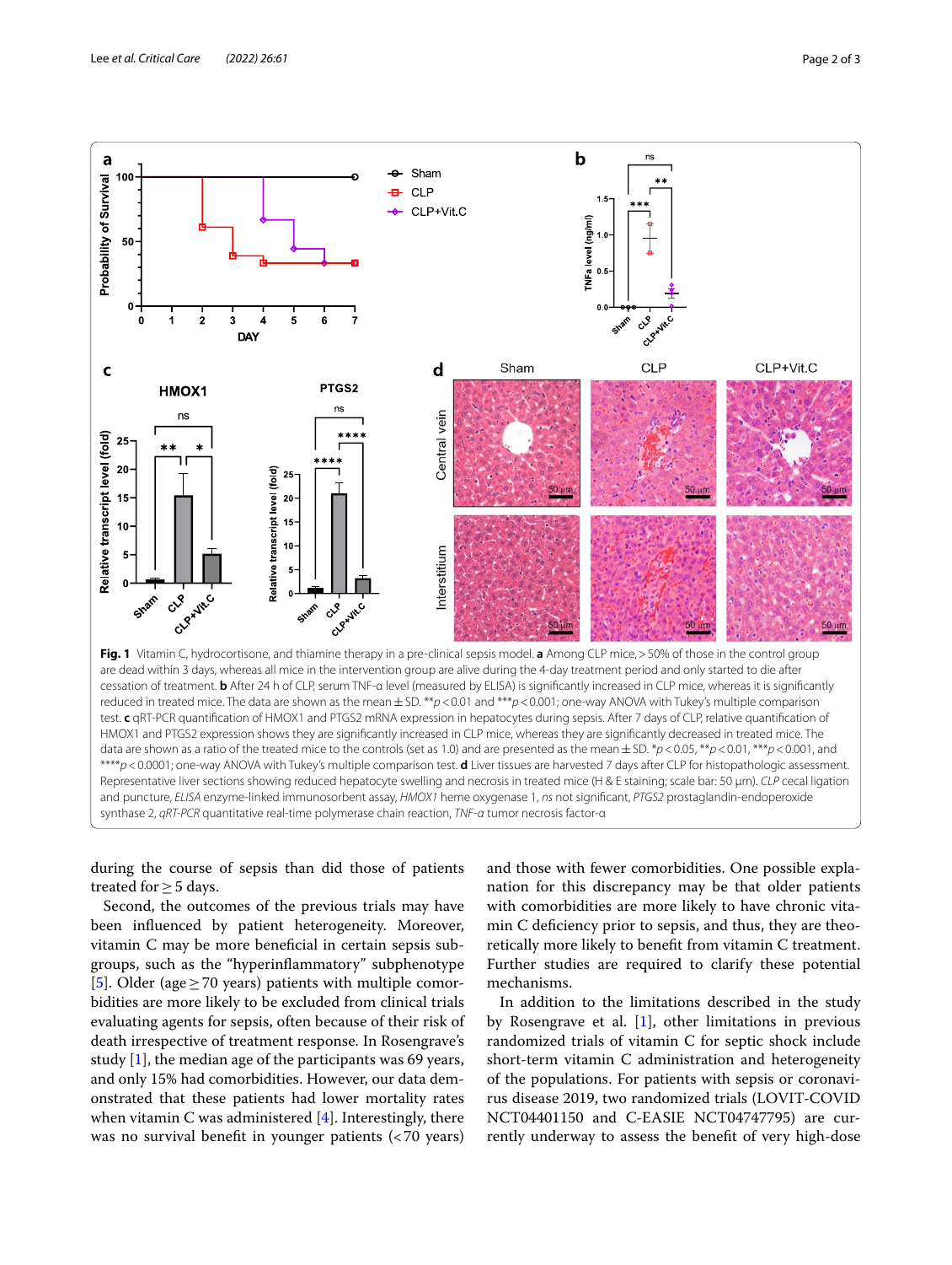**Fig. 1** Vitamin C, hydrocortisone, and thiamine therapy in a pre-clinical sepsis model. **a** Among CLP mice, > 50% of those in the control group are dead within 3 days, whereas all mice in the intervention group are alive during the 4-day treatment period and only started to die after cessation of treatment. **b** After 24 h of CLP, serum TNF-α level (measured by ELISA) is significantly increased in CLP mice, whereas it is significantly reduced in treated mice. The data are shown as the mean ± SD. **$p < 0.01$ and ***$p < 0.001$; one-way ANOVA with Tukey's multiple comparison test. **c** qRT-PCR quantification of HMOX1 and PTGS2 mRNA expression in hepatocytes during sepsis. After 7 days of CLP, relative quantification of HMOX1 and PTGS2 expression shows they are significantly increased in CLP mice, whereas they are significantly decreased in treated mice. The data are shown as a ratio of the treated mice to the controls (set as 1.0) and are presented as the mean ± SD. *$p < 0.05$, **$p < 0.01$, ***$p < 0.001$, and ****$p < 0.0001$; one-way ANOVA with Tukey's multiple comparison test. **d** Liver tissues are harvested 7 days after CLP for histopathologic assessment. Representative liver sections showing reduced hepatocyte swelling and necrosis in treated mice (H & E staining; scale bar: 50 μm). *CLP* cecal ligation and puncture, *ELISA* enzyme-linked immunosorbent assay, *HMOX1* heme oxygenase 1, *ns* not significant, *PTGS2* prostaglandin-endoperoxide synthase 2, *qRT-PCR* quantitative real-time polymerase chain reaction, *TNF-α* tumor necrosis factor-α

during the course of sepsis than did those of patients treated for ≥ 5 days.

Second, the outcomes of the previous trials may have been influenced by patient heterogeneity. Moreover, vitamin C may be more beneficial in certain sepsis subgroups, such as the "hyperinflammatory" subphenotype [5]. Older (age ≥ 70 years) patients with multiple comorbidities are more likely to be excluded from clinical trials evaluating agents for sepsis, often because of their risk of death irrespective of treatment response. In Rosengrave's study [1], the median age of the participants was 69 years, and only 15% had comorbidities. However, our data demonstrated that these patients had lower mortality rates when vitamin C was administered [4]. Interestingly, there was no survival benefit in younger patients (< 70 years) and those with fewer comorbidities. One possible explanation for this discrepancy may be that older patients with comorbidities are more likely to have chronic vitamin C deficiency prior to sepsis, and thus, they are theoretically more likely to benefit from vitamin C treatment. Further studies are required to clarify these potential mechanisms.

In addition to the limitations described in the study by Rosengrave et al. [1], other limitations in previous randomized trials of vitamin C for septic shock include short-term vitamin C administration and heterogeneity of the populations. For patients with sepsis or coronavirus disease 2019, two randomized trials (LOVIT-COVID NCT04401150 and C-EASIE NCT04747795) are currently underway to assess the benefit of very high-dose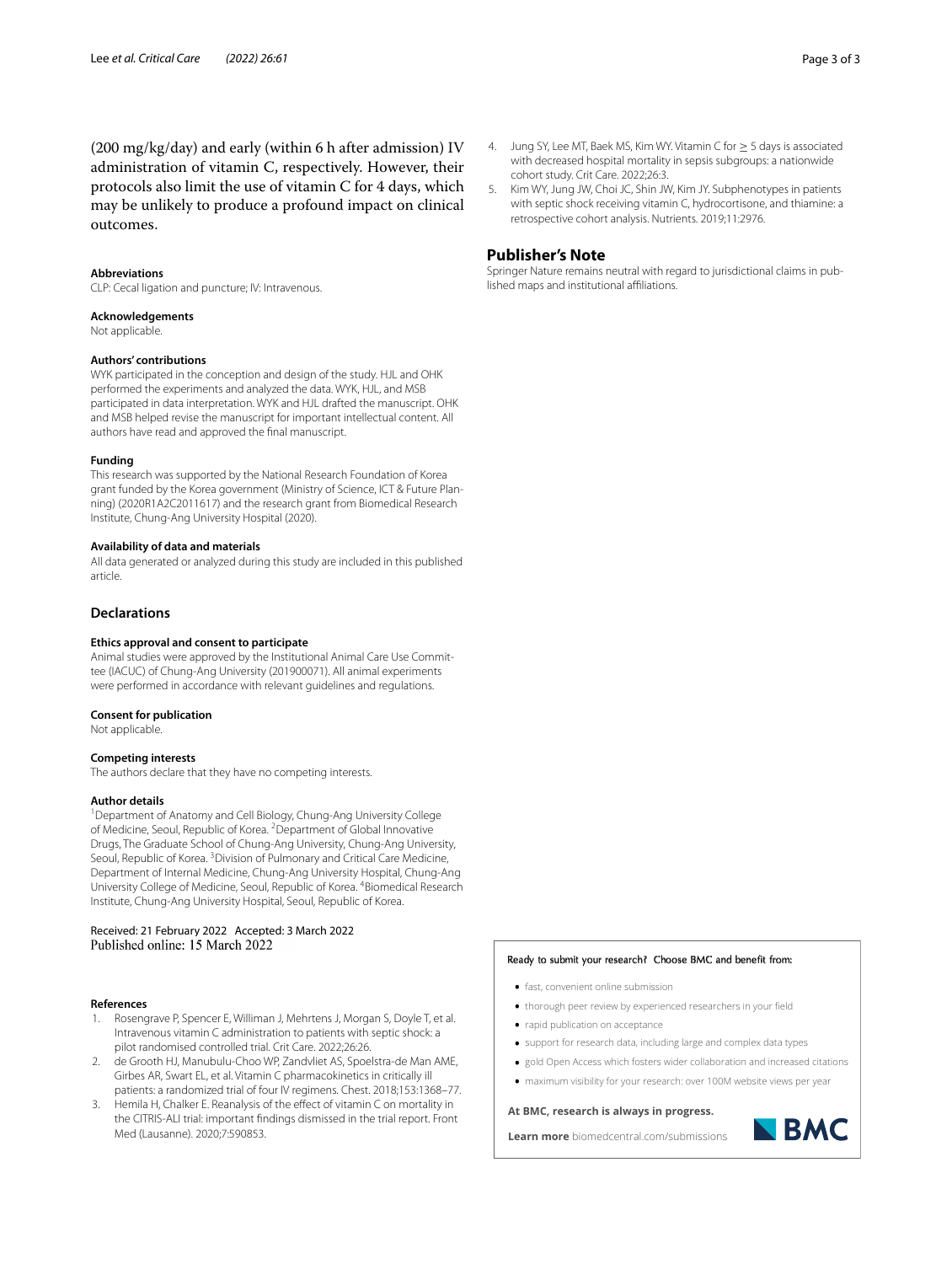(200 mg/kg/day) and early (within 6 h after admission) IV administration of vitamin C, respectively. However, their protocols also limit the use of vitamin C for 4 days, which may be unlikely to produce a profound impact on clinical outcomes.

#### Abbreviations

CLP: Cecal ligation and puncture; IV: Intravenous.

#### Acknowledgements

Not applicable.

#### Authors' contributions

WYK participated in the conception and design of the study. HJL and OHK performed the experiments and analyzed the data. WYK, HJL, and MSB participated in data interpretation. WYK and HJL drafted the manuscript. OHK and MSB helped revise the manuscript for important intellectual content. All authors have read and approved the final manuscript.

#### Funding

This research was supported by the National Research Foundation of Korea grant funded by the Korea government (Ministry of Science, ICT & Future Planning) (2020R1A2C2011617) and the research grant from Biomedical Research Institute, Chung-Ang University Hospital (2020).

#### Availability of data and materials

All data generated or analyzed during this study are included in this published article.

## Declarations

#### Ethics approval and consent to participate

Animal studies were approved by the Institutional Animal Care Use Committee (IACUC) of Chung-Ang University (201900071). All animal experiments were performed in accordance with relevant guidelines and regulations.

#### Consent for publication

Not applicable.

#### Competing interests

The authors declare that they have no competing interests.

#### Author details

[1]Department of Anatomy and Cell Biology, Chung-Ang University College of Medicine, Seoul, Republic of Korea. [2]Department of Global Innovative Drugs, The Graduate School of Chung-Ang University, Chung-Ang University, Seoul, Republic of Korea. [3]Division of Pulmonary and Critical Care Medicine, Department of Internal Medicine, Chung-Ang University Hospital, Chung-Ang University College of Medicine, Seoul, Republic of Korea. [4]Biomedical Research Institute, Chung-Ang University Hospital, Seoul, Republic of Korea.

Received: 21 February 2022 Accepted: 3 March 2022
Published online: 15 March 2022

#### References

1. Rosengrave P, Spencer E, Williman J, Mehrtens J, Morgan S, Doyle T, et al. Intravenous vitamin C administration to patients with septic shock: a pilot randomised controlled trial. Crit Care. 2022;26:26.
2. de Grooth HJ, Manubulu-Choo WP, Zandvliet AS, Spoelstra-de Man AME, Girbes AR, Swart EL, et al. Vitamin C pharmacokinetics in critically ill patients: a randomized trial of four IV regimens. Chest. 2018;153:1368–77.
3. Hemila H, Chalker E. Reanalysis of the effect of vitamin C on mortality in the CITRIS-ALI trial: important findings dismissed in the trial report. Front Med (Lausanne). 2020;7:590853.
4. Jung SY, Lee MT, Baek MS, Kim WY. Vitamin C for ≥ 5 days is associated with decreased hospital mortality in sepsis subgroups: a nationwide cohort study. Crit Care. 2022;26:3.
5. Kim WY, Jung JW, Choi JC, Shin JW, Kim JY. Subphenotypes in patients with septic shock receiving vitamin C, hydrocortisone, and thiamine: a retrospective cohort analysis. Nutrients. 2019;11:2976.

## Publisher's Note

Springer Nature remains neutral with regard to jurisdictional claims in published maps and institutional affiliations.

Ready to submit your research? Choose BMC and benefit from:

- fast, convenient online submission
- thorough peer review by experienced researchers in your field
- rapid publication on acceptance
- support for research data, including large and complex data types
- gold Open Access which fosters wider collaboration and increased citations
- maximum visibility for your research: over 100M website views per year

**At BMC, research is always in progress.**

**Learn more** biomedcentral.com/submissions